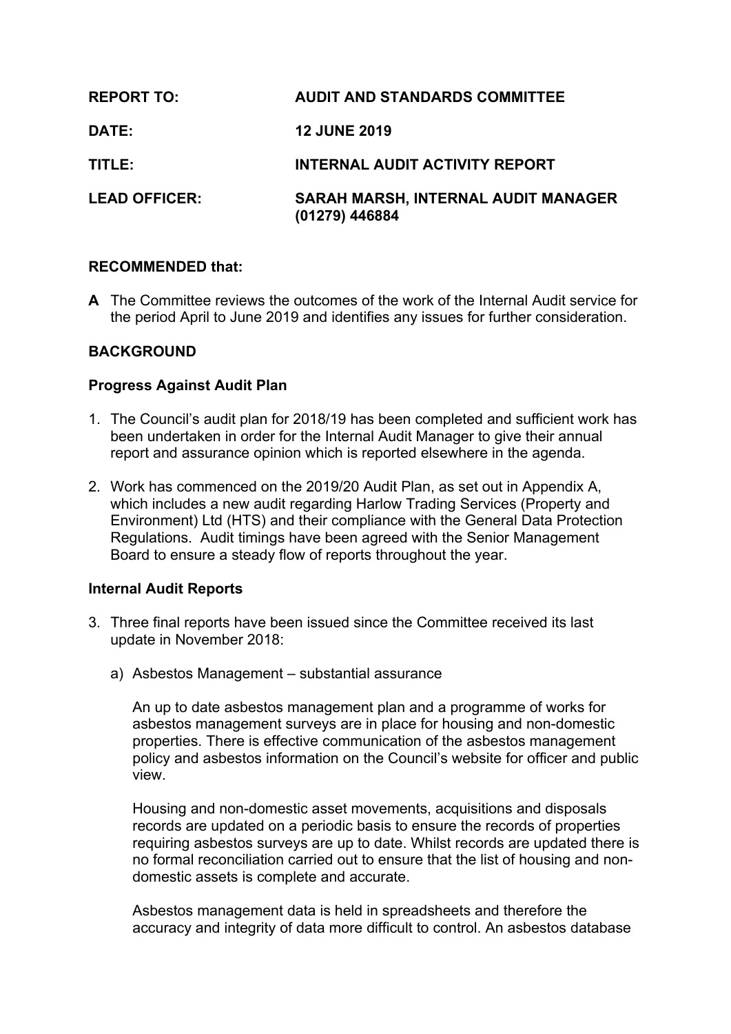**REPORT TO:** **AUDIT AND STANDARDS COMMITTEE**

**DATE:** **12 JUNE 2019**

**TITLE:** **INTERNAL AUDIT ACTIVITY REPORT**

**LEAD OFFICER:** **SARAH MARSH, INTERNAL AUDIT MANAGER (01279) 446884**

**RECOMMENDED that:**

**A** The Committee reviews the outcomes of the work of the Internal Audit service for the period April to June 2019 and identifies any issues for further consideration.

**BACKGROUND**

**Progress Against Audit Plan**

1. The Council's audit plan for 2018/19 has been completed and sufficient work has been undertaken in order for the Internal Audit Manager to give their annual report and assurance opinion which is reported elsewhere in the agenda.

2. Work has commenced on the 2019/20 Audit Plan, as set out in Appendix A, which includes a new audit regarding Harlow Trading Services (Property and Environment) Ltd (HTS) and their compliance with the General Data Protection Regulations. Audit timings have been agreed with the Senior Management Board to ensure a steady flow of reports throughout the year.

**Internal Audit Reports**

3. Three final reports have been issued since the Committee received its last update in November 2018:

   a) Asbestos Management – substantial assurance

      An up to date asbestos management plan and a programme of works for asbestos management surveys are in place for housing and non-domestic properties. There is effective communication of the asbestos management policy and asbestos information on the Council's website for officer and public view.

      Housing and non-domestic asset movements, acquisitions and disposals records are updated on a periodic basis to ensure the records of properties requiring asbestos surveys are up to date. Whilst records are updated there is no formal reconciliation carried out to ensure that the list of housing and non-domestic assets is complete and accurate.

      Asbestos management data is held in spreadsheets and therefore the accuracy and integrity of data more difficult to control. An asbestos database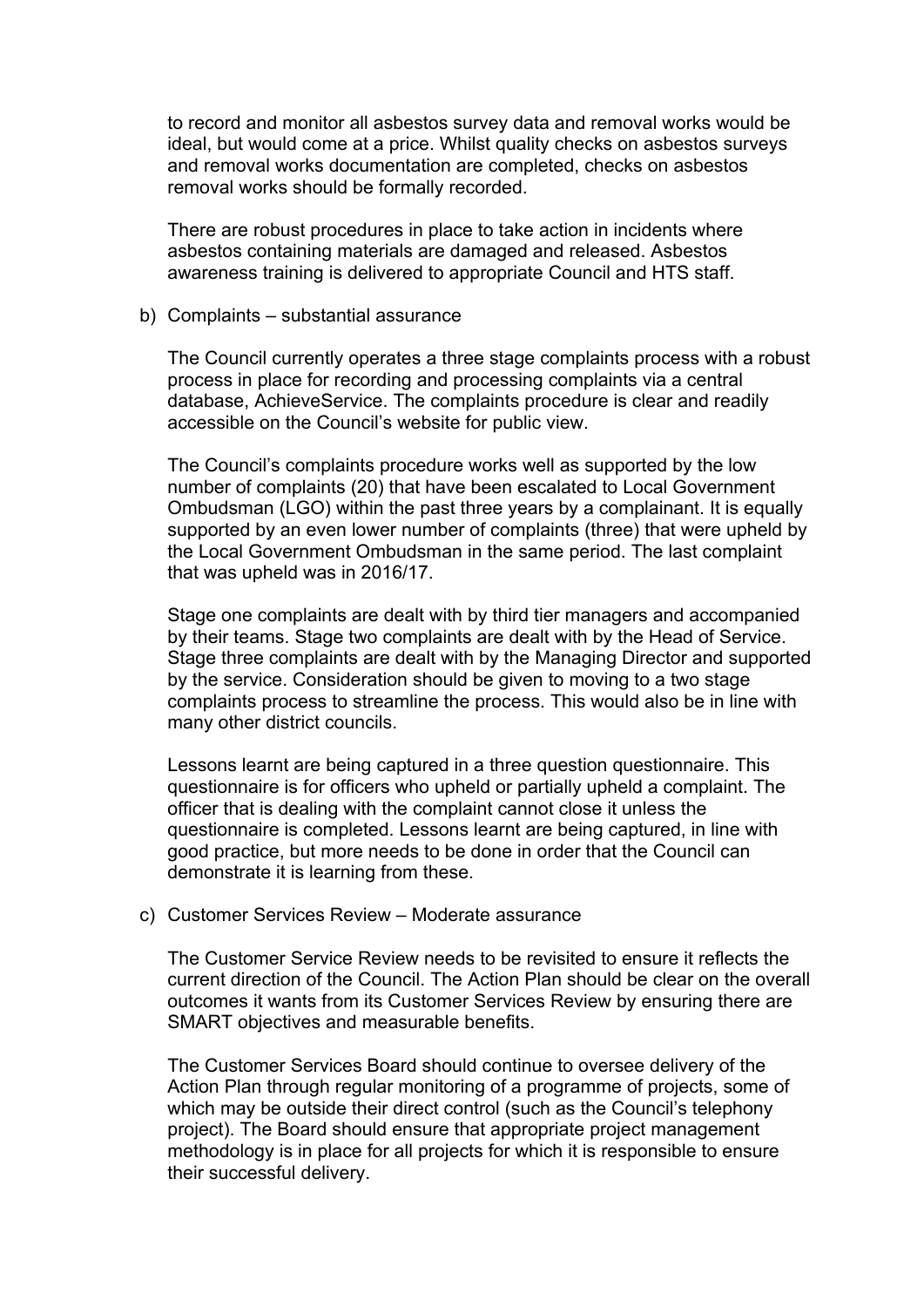to record and monitor all asbestos survey data and removal works would be ideal, but would come at a price. Whilst quality checks on asbestos surveys and removal works documentation are completed, checks on asbestos removal works should be formally recorded.

There are robust procedures in place to take action in incidents where asbestos containing materials are damaged and released. Asbestos awareness training is delivered to appropriate Council and HTS staff.

b) Complaints – substantial assurance

The Council currently operates a three stage complaints process with a robust process in place for recording and processing complaints via a central database, AchieveService. The complaints procedure is clear and readily accessible on the Council's website for public view.

The Council's complaints procedure works well as supported by the low number of complaints (20) that have been escalated to Local Government Ombudsman (LGO) within the past three years by a complainant. It is equally supported by an even lower number of complaints (three) that were upheld by the Local Government Ombudsman in the same period. The last complaint that was upheld was in 2016/17.

Stage one complaints are dealt with by third tier managers and accompanied by their teams. Stage two complaints are dealt with by the Head of Service. Stage three complaints are dealt with by the Managing Director and supported by the service. Consideration should be given to moving to a two stage complaints process to streamline the process. This would also be in line with many other district councils.

Lessons learnt are being captured in a three question questionnaire. This questionnaire is for officers who upheld or partially upheld a complaint. The officer that is dealing with the complaint cannot close it unless the questionnaire is completed. Lessons learnt are being captured, in line with good practice, but more needs to be done in order that the Council can demonstrate it is learning from these.

c) Customer Services Review – Moderate assurance

The Customer Service Review needs to be revisited to ensure it reflects the current direction of the Council. The Action Plan should be clear on the overall outcomes it wants from its Customer Services Review by ensuring there are SMART objectives and measurable benefits.

The Customer Services Board should continue to oversee delivery of the Action Plan through regular monitoring of a programme of projects, some of which may be outside their direct control (such as the Council's telephony project). The Board should ensure that appropriate project management methodology is in place for all projects for which it is responsible to ensure their successful delivery.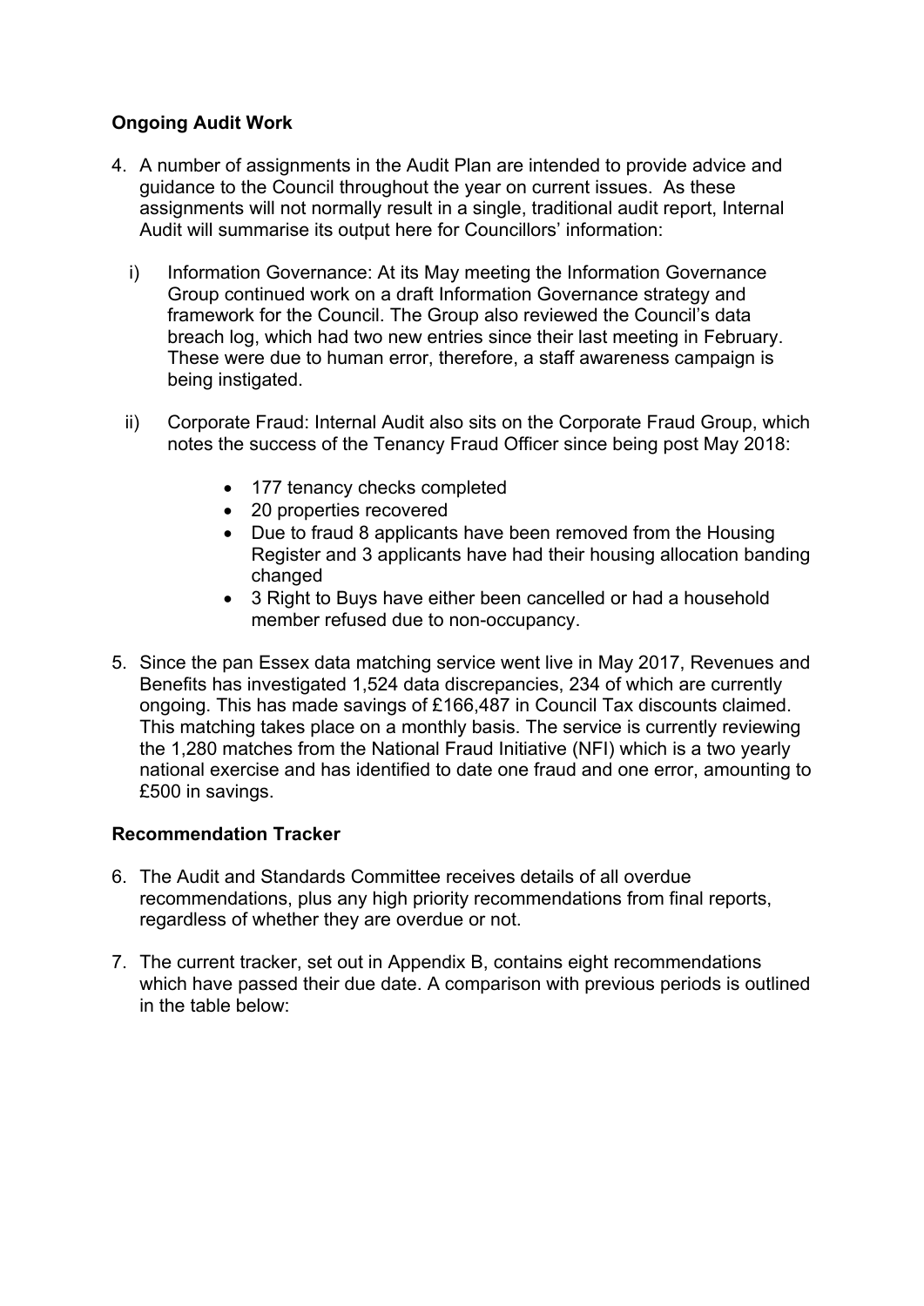**Ongoing Audit Work**

4. A number of assignments in the Audit Plan are intended to provide advice and guidance to the Council throughout the year on current issues. As these assignments will not normally result in a single, traditional audit report, Internal Audit will summarise its output here for Councillors' information:

   i) Information Governance: At its May meeting the Information Governance Group continued work on a draft Information Governance strategy and framework for the Council. The Group also reviewed the Council's data breach log, which had two new entries since their last meeting in February. These were due to human error, therefore, a staff awareness campaign is being instigated.

   ii) Corporate Fraud: Internal Audit also sits on the Corporate Fraud Group, which notes the success of the Tenancy Fraud Officer since being post May 2018:

      - 177 tenancy checks completed
      - 20 properties recovered
      - Due to fraud 8 applicants have been removed from the Housing Register and 3 applicants have had their housing allocation banding changed
      - 3 Right to Buys have either been cancelled or had a household member refused due to non-occupancy.

5. Since the pan Essex data matching service went live in May 2017, Revenues and Benefits has investigated 1,524 data discrepancies, 234 of which are currently ongoing. This has made savings of £166,487 in Council Tax discounts claimed. This matching takes place on a monthly basis. The service is currently reviewing the 1,280 matches from the National Fraud Initiative (NFI) which is a two yearly national exercise and has identified to date one fraud and one error, amounting to £500 in savings.

**Recommendation Tracker**

6. The Audit and Standards Committee receives details of all overdue recommendations, plus any high priority recommendations from final reports, regardless of whether they are overdue or not.

7. The current tracker, set out in Appendix B, contains eight recommendations which have passed their due date. A comparison with previous periods is outlined in the table below: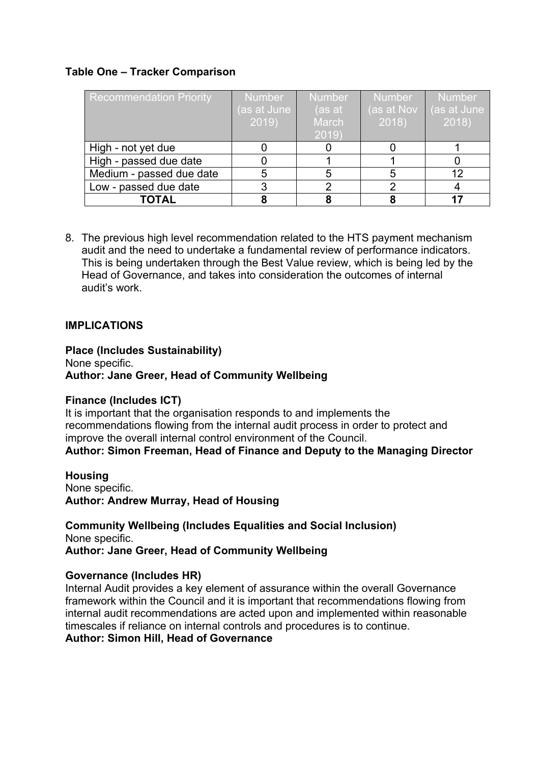**Table One – Tracker Comparison**

| Recommendation Priority | Number (as at June 2019) | Number (as at March 2019) | Number (as at Nov 2018) | Number (as at June 2018) |
|---|---|---|---|---|
| High - not yet due | 0 | 0 | 0 | 1 |
| High - passed due date | 0 | 1 | 1 | 0 |
| Medium - passed due date | 5 | 5 | 5 | 12 |
| Low - passed due date | 3 | 2 | 2 | 4 |
| **TOTAL** | **8** | **8** | **8** | **17** |

8. The previous high level recommendation related to the HTS payment mechanism audit and the need to undertake a fundamental review of performance indicators. This is being undertaken through the Best Value review, which is being led by the Head of Governance, and takes into consideration the outcomes of internal audit's work.

## IMPLICATIONS

**Place (Includes Sustainability)**
None specific.
**Author: Jane Greer, Head of Community Wellbeing**

**Finance (Includes ICT)**
It is important that the organisation responds to and implements the recommendations flowing from the internal audit process in order to protect and improve the overall internal control environment of the Council.
**Author: Simon Freeman, Head of Finance and Deputy to the Managing Director**

**Housing**
None specific.
**Author: Andrew Murray, Head of Housing**

**Community Wellbeing (Includes Equalities and Social Inclusion)**
None specific.
**Author: Jane Greer, Head of Community Wellbeing**

**Governance (Includes HR)**
Internal Audit provides a key element of assurance within the overall Governance framework within the Council and it is important that recommendations flowing from internal audit recommendations are acted upon and implemented within reasonable timescales if reliance on internal controls and procedures is to continue.
**Author: Simon Hill, Head of Governance**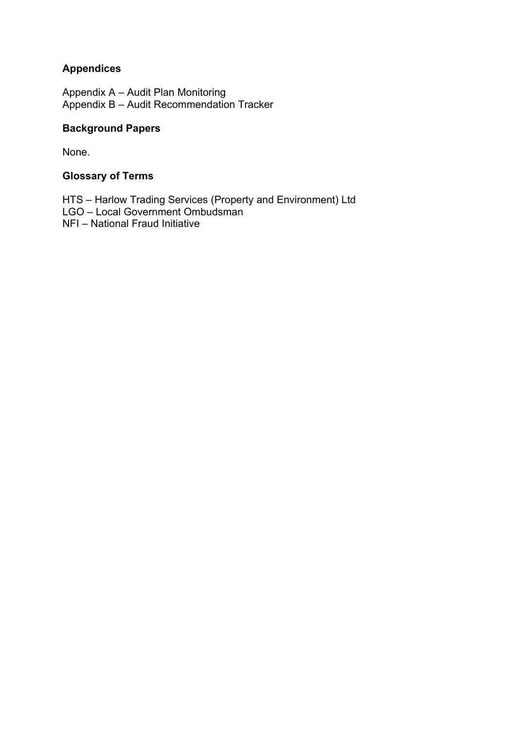**Appendices**

Appendix A – Audit Plan Monitoring
Appendix B – Audit Recommendation Tracker

**Background Papers**

None.

**Glossary of Terms**

HTS – Harlow Trading Services (Property and Environment) Ltd
LGO – Local Government Ombudsman
NFI – National Fraud Initiative